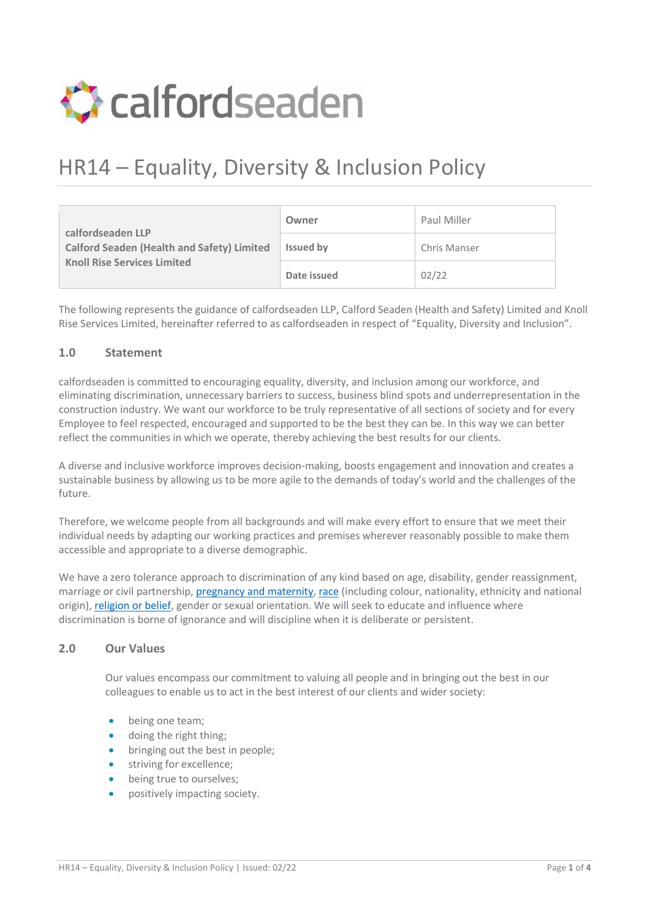calfordseaden

# HR14 – Equality, Diversity & Inclusion Policy

| calfordseaden LLP<br>Calford Seaden (Health and Safety) Limited<br>Knoll Rise Services Limited | Owner | Paul Miller |
|---|---|---|
| | Issued by | Chris Manser |
| | Date issued | 02/22 |

The following represents the guidance of calfordseaden LLP, Calford Seaden (Health and Safety) Limited and Knoll Rise Services Limited, hereinafter referred to as calfordseaden in respect of "Equality, Diversity and Inclusion".

## 1.0 Statement

calfordseaden is committed to encouraging equality, diversity, and inclusion among our workforce, and eliminating discrimination, unnecessary barriers to success, business blind spots and underrepresentation in the construction industry. We want our workforce to be truly representative of all sections of society and for every Employee to feel respected, encouraged and supported to be the best they can be. In this way we can better reflect the communities in which we operate, thereby achieving the best results for our clients.

A diverse and inclusive workforce improves decision-making, boosts engagement and innovation and creates a sustainable business by allowing us to be more agile to the demands of today's world and the challenges of the future.

Therefore, we welcome people from all backgrounds and will make every effort to ensure that we meet their individual needs by adapting our working practices and premises wherever reasonably possible to make them accessible and appropriate to a diverse demographic.

We have a zero tolerance approach to discrimination of any kind based on age, disability, gender reassignment, marriage or civil partnership, pregnancy and maternity, race (including colour, nationality, ethnicity and national origin), religion or belief, gender or sexual orientation. We will seek to educate and influence where discrimination is borne of ignorance and will discipline when it is deliberate or persistent.

## 2.0 Our Values

Our values encompass our commitment to valuing all people and in bringing out the best in our colleagues to enable us to act in the best interest of our clients and wider society:

- being one team;
- doing the right thing;
- bringing out the best in people;
- striving for excellence;
- being true to ourselves;
- positively impacting society.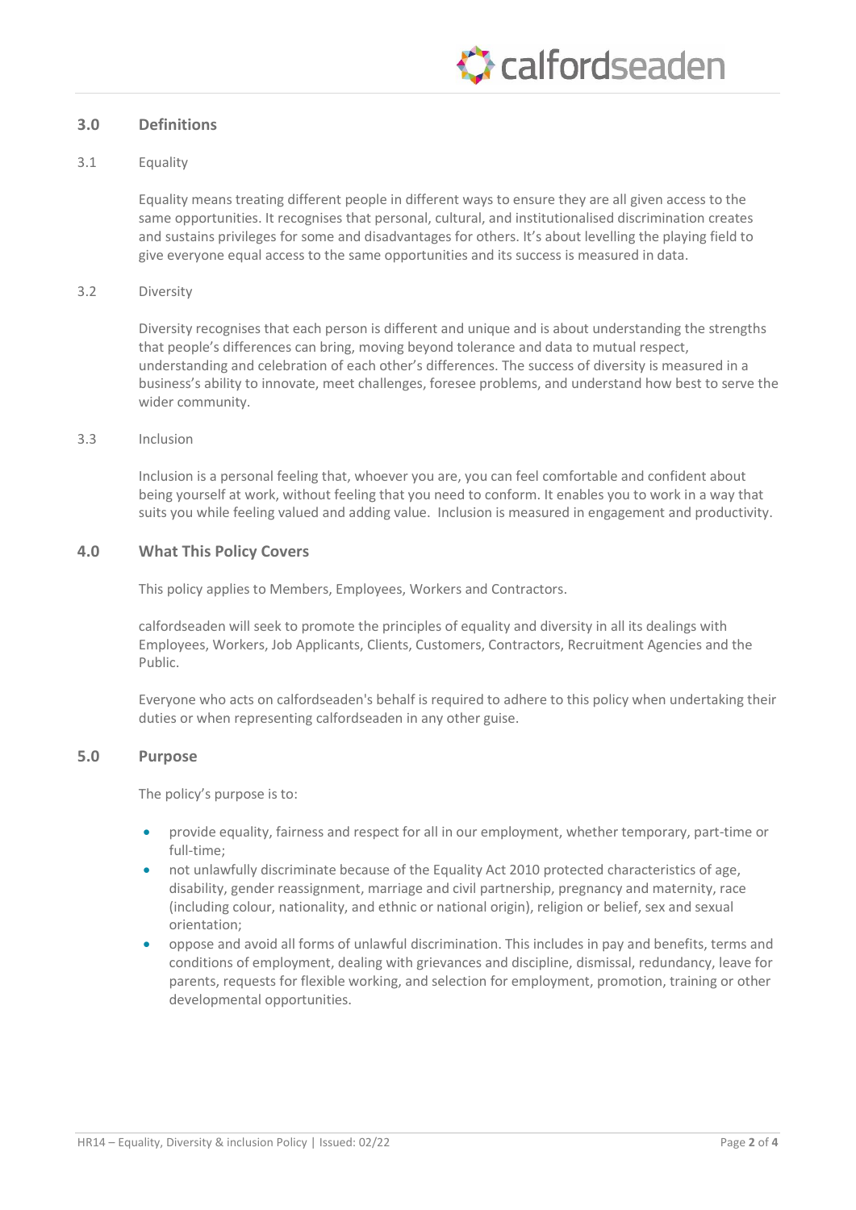## 3.0 Definitions

### 3.1 Equality

Equality means treating different people in different ways to ensure they are all given access to the same opportunities. It recognises that personal, cultural, and institutionalised discrimination creates and sustains privileges for some and disadvantages for others. It's about levelling the playing field to give everyone equal access to the same opportunities and its success is measured in data.

### 3.2 Diversity

Diversity recognises that each person is different and unique and is about understanding the strengths that people's differences can bring, moving beyond tolerance and data to mutual respect, understanding and celebration of each other's differences. The success of diversity is measured in a business's ability to innovate, meet challenges, foresee problems, and understand how best to serve the wider community.

### 3.3 Inclusion

Inclusion is a personal feeling that, whoever you are, you can feel comfortable and confident about being yourself at work, without feeling that you need to conform. It enables you to work in a way that suits you while feeling valued and adding value. Inclusion is measured in engagement and productivity.

## 4.0 What This Policy Covers

This policy applies to Members, Employees, Workers and Contractors.

calfordseaden will seek to promote the principles of equality and diversity in all its dealings with Employees, Workers, Job Applicants, Clients, Customers, Contractors, Recruitment Agencies and the Public.

Everyone who acts on calfordseaden's behalf is required to adhere to this policy when undertaking their duties or when representing calfordseaden in any other guise.

## 5.0 Purpose

The policy's purpose is to:

- provide equality, fairness and respect for all in our employment, whether temporary, part-time or full-time;
- not unlawfully discriminate because of the Equality Act 2010 protected characteristics of age, disability, gender reassignment, marriage and civil partnership, pregnancy and maternity, race (including colour, nationality, and ethnic or national origin), religion or belief, sex and sexual orientation;
- oppose and avoid all forms of unlawful discrimination. This includes in pay and benefits, terms and conditions of employment, dealing with grievances and discipline, dismissal, redundancy, leave for parents, requests for flexible working, and selection for employment, promotion, training or other developmental opportunities.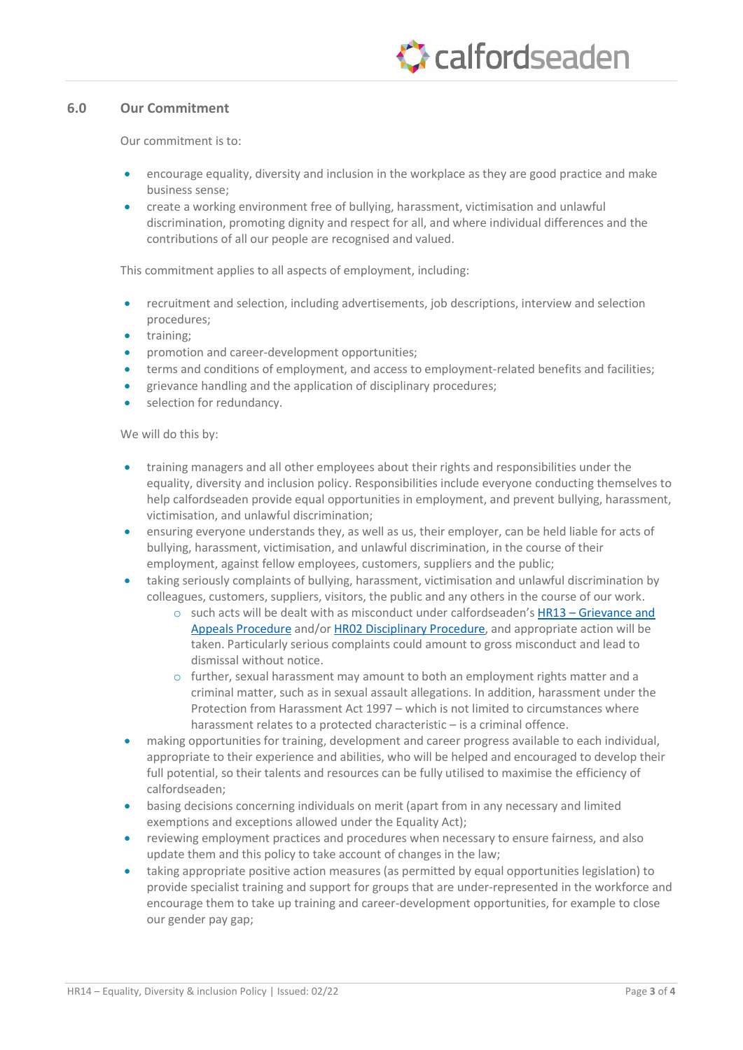## 6.0 Our Commitment

Our commitment is to:

- encourage equality, diversity and inclusion in the workplace as they are good practice and make business sense;
- create a working environment free of bullying, harassment, victimisation and unlawful discrimination, promoting dignity and respect for all, and where individual differences and the contributions of all our people are recognised and valued.

This commitment applies to all aspects of employment, including:

- recruitment and selection, including advertisements, job descriptions, interview and selection procedures;
- training;
- promotion and career-development opportunities;
- terms and conditions of employment, and access to employment-related benefits and facilities;
- grievance handling and the application of disciplinary procedures;
- selection for redundancy.

We will do this by:

- training managers and all other employees about their rights and responsibilities under the equality, diversity and inclusion policy. Responsibilities include everyone conducting themselves to help calfordseaden provide equal opportunities in employment, and prevent bullying, harassment, victimisation, and unlawful discrimination;
- ensuring everyone understands they, as well as us, their employer, can be held liable for acts of bullying, harassment, victimisation, and unlawful discrimination, in the course of their employment, against fellow employees, customers, suppliers and the public;
- taking seriously complaints of bullying, harassment, victimisation and unlawful discrimination by colleagues, customers, suppliers, visitors, the public and any others in the course of our work.
  - such acts will be dealt with as misconduct under calfordseaden's HR13 – Grievance and Appeals Procedure and/or HR02 Disciplinary Procedure, and appropriate action will be taken. Particularly serious complaints could amount to gross misconduct and lead to dismissal without notice.
  - further, sexual harassment may amount to both an employment rights matter and a criminal matter, such as in sexual assault allegations. In addition, harassment under the Protection from Harassment Act 1997 – which is not limited to circumstances where harassment relates to a protected characteristic – is a criminal offence.
- making opportunities for training, development and career progress available to each individual, appropriate to their experience and abilities, who will be helped and encouraged to develop their full potential, so their talents and resources can be fully utilised to maximise the efficiency of calfordseaden;
- basing decisions concerning individuals on merit (apart from in any necessary and limited exemptions and exceptions allowed under the Equality Act);
- reviewing employment practices and procedures when necessary to ensure fairness, and also update them and this policy to take account of changes in the law;
- taking appropriate positive action measures (as permitted by equal opportunities legislation) to provide specialist training and support for groups that are under-represented in the workforce and encourage them to take up training and career-development opportunities, for example to close our gender pay gap;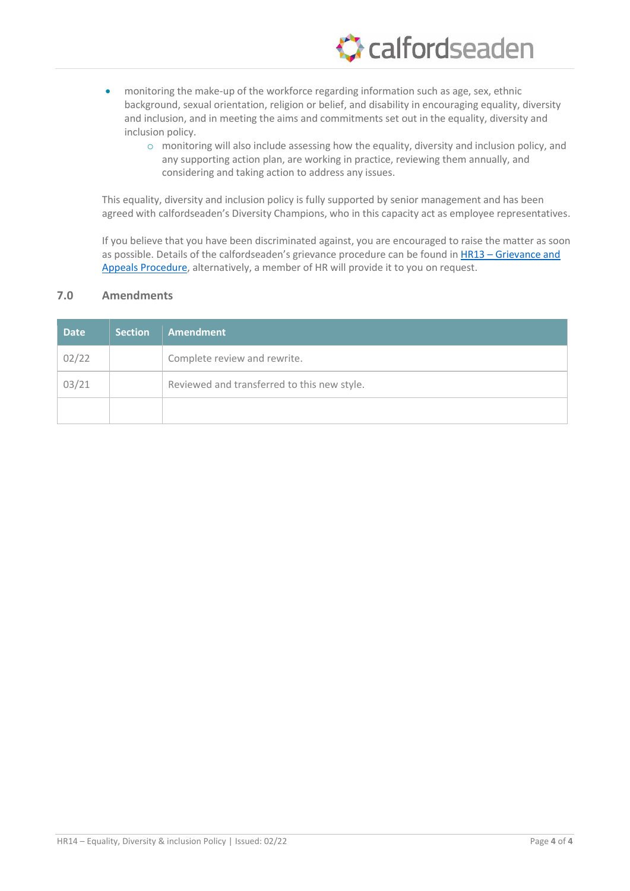- monitoring the make-up of the workforce regarding information such as age, sex, ethnic background, sexual orientation, religion or belief, and disability in encouraging equality, diversity and inclusion, and in meeting the aims and commitments set out in the equality, diversity and inclusion policy.
  - monitoring will also include assessing how the equality, diversity and inclusion policy, and any supporting action plan, are working in practice, reviewing them annually, and considering and taking action to address any issues.

This equality, diversity and inclusion policy is fully supported by senior management and has been agreed with calfordseaden's Diversity Champions, who in this capacity act as employee representatives.

If you believe that you have been discriminated against, you are encouraged to raise the matter as soon as possible. Details of the calfordseaden's grievance procedure can be found in HR13 – Grievance and Appeals Procedure, alternatively, a member of HR will provide it to you on request.

## 7.0 Amendments

| Date | Section | Amendment |
|---|---|---|
| 02/22 | | Complete review and rewrite. |
| 03/21 | | Reviewed and transferred to this new style. |
| | | |